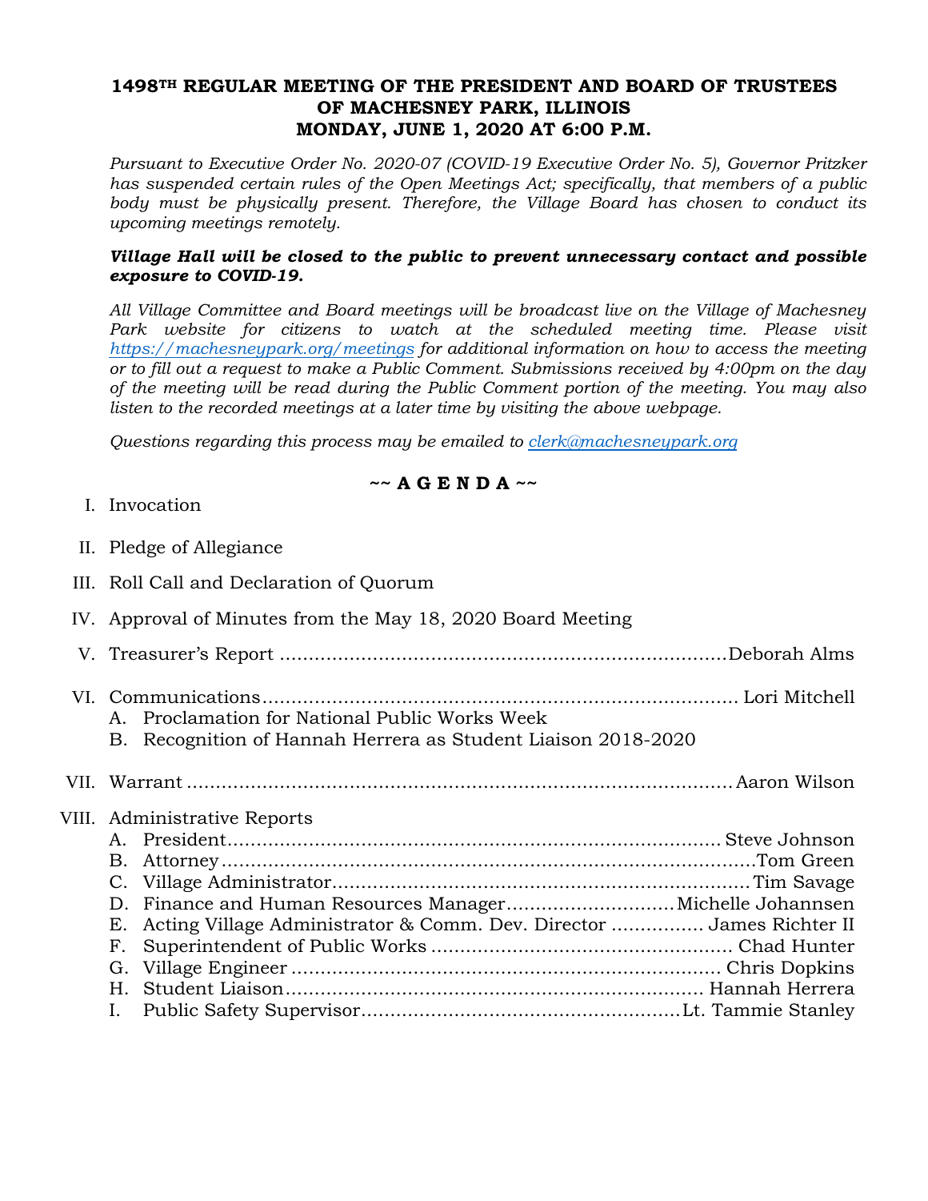# 1498TH REGULAR MEETING OF THE PRESIDENT AND BOARD OF TRUSTEES OF MACHESNEY PARK, ILLINOIS
## MONDAY, JUNE 1, 2020 AT 6:00 P.M.

*Pursuant to Executive Order No. 2020-07 (COVID-19 Executive Order No. 5), Governor Pritzker has suspended certain rules of the Open Meetings Act; specifically, that members of a public body must be physically present. Therefore, the Village Board has chosen to conduct its upcoming meetings remotely.*

***Village Hall will be closed to the public to prevent unnecessary contact and possible exposure to COVID-19.***

*All Village Committee and Board meetings will be broadcast live on the Village of Machesney Park website for citizens to watch at the scheduled meeting time. Please visit https://machesneypark.org/meetings for additional information on how to access the meeting or to fill out a request to make a Public Comment. Submissions received by 4:00pm on the day of the meeting will be read during the Public Comment portion of the meeting. You may also listen to the recorded meetings at a later time by visiting the above webpage.*

*Questions regarding this process may be emailed to clerk@machesneypark.org*

**~~ A G E N D A ~~**

I. Invocation

II. Pledge of Allegiance

III. Roll Call and Declaration of Quorum

IV. Approval of Minutes from the May 18, 2020 Board Meeting

V. Treasurer's Report .......... Deborah Alms

VI. Communications .......... Lori Mitchell
   A. Proclamation for National Public Works Week
   B. Recognition of Hannah Herrera as Student Liaison 2018-2020

VII. Warrant .......... Aaron Wilson

VIII. Administrative Reports
   A. President .......... Steve Johnson
   B. Attorney .......... Tom Green
   C. Village Administrator .......... Tim Savage
   D. Finance and Human Resources Manager .......... Michelle Johannsen
   E. Acting Village Administrator & Comm. Dev. Director .......... James Richter II
   F. Superintendent of Public Works .......... Chad Hunter
   G. Village Engineer .......... Chris Dopkins
   H. Student Liaison .......... Hannah Herrera
   I. Public Safety Supervisor .......... Lt. Tammie Stanley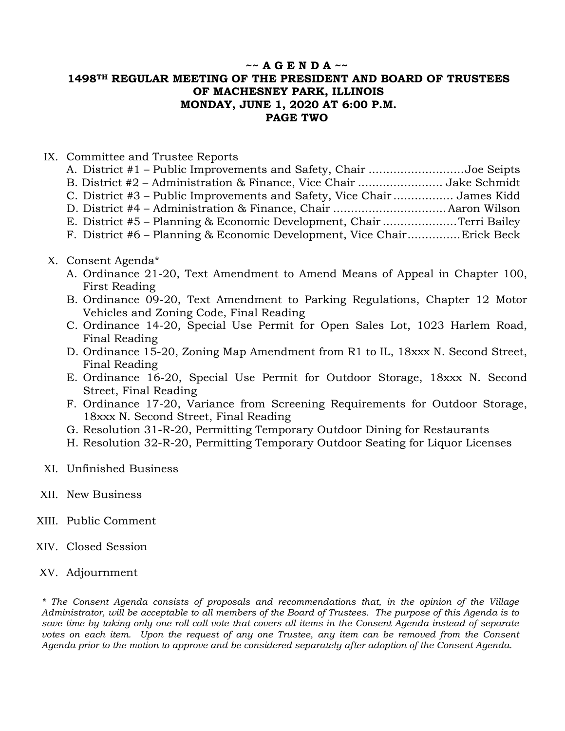**~~ A G E N D A ~~**
**1498TH REGULAR MEETING OF THE PRESIDENT AND BOARD OF TRUSTEES OF MACHESNEY PARK, ILLINOIS**
**MONDAY, JUNE 1, 2020 AT 6:00 P.M.**
**PAGE TWO**

IX. Committee and Trustee Reports
   A. District #1 – Public Improvements and Safety, Chair ............................Joe Seipts
   B. District #2 – Administration & Finance, Vice Chair ......................... Jake Schmidt
   C. District #3 – Public Improvements and Safety, Vice Chair ................. James Kidd
   D. District #4 – Administration & Finance, Chair ................................Aaron Wilson
   E. District #5 – Planning & Economic Development, Chair .....................Terri Bailey
   F. District #6 – Planning & Economic Development, Vice Chair...............Erick Beck

X. Consent Agenda*
   A. Ordinance 21-20, Text Amendment to Amend Means of Appeal in Chapter 100, First Reading
   B. Ordinance 09-20, Text Amendment to Parking Regulations, Chapter 12 Motor Vehicles and Zoning Code, Final Reading
   C. Ordinance 14-20, Special Use Permit for Open Sales Lot, 1023 Harlem Road, Final Reading
   D. Ordinance 15-20, Zoning Map Amendment from R1 to IL, 18xxx N. Second Street, Final Reading
   E. Ordinance 16-20, Special Use Permit for Outdoor Storage, 18xxx N. Second Street, Final Reading
   F. Ordinance 17-20, Variance from Screening Requirements for Outdoor Storage, 18xxx N. Second Street, Final Reading
   G. Resolution 31-R-20, Permitting Temporary Outdoor Dining for Restaurants
   H. Resolution 32-R-20, Permitting Temporary Outdoor Seating for Liquor Licenses

XI. Unfinished Business

XII. New Business

XIII. Public Comment

XIV. Closed Session

XV. Adjournment

*\* The Consent Agenda consists of proposals and recommendations that, in the opinion of the Village Administrator, will be acceptable to all members of the Board of Trustees. The purpose of this Agenda is to save time by taking only one roll call vote that covers all items in the Consent Agenda instead of separate votes on each item. Upon the request of any one Trustee, any item can be removed from the Consent Agenda prior to the motion to approve and be considered separately after adoption of the Consent Agenda.*